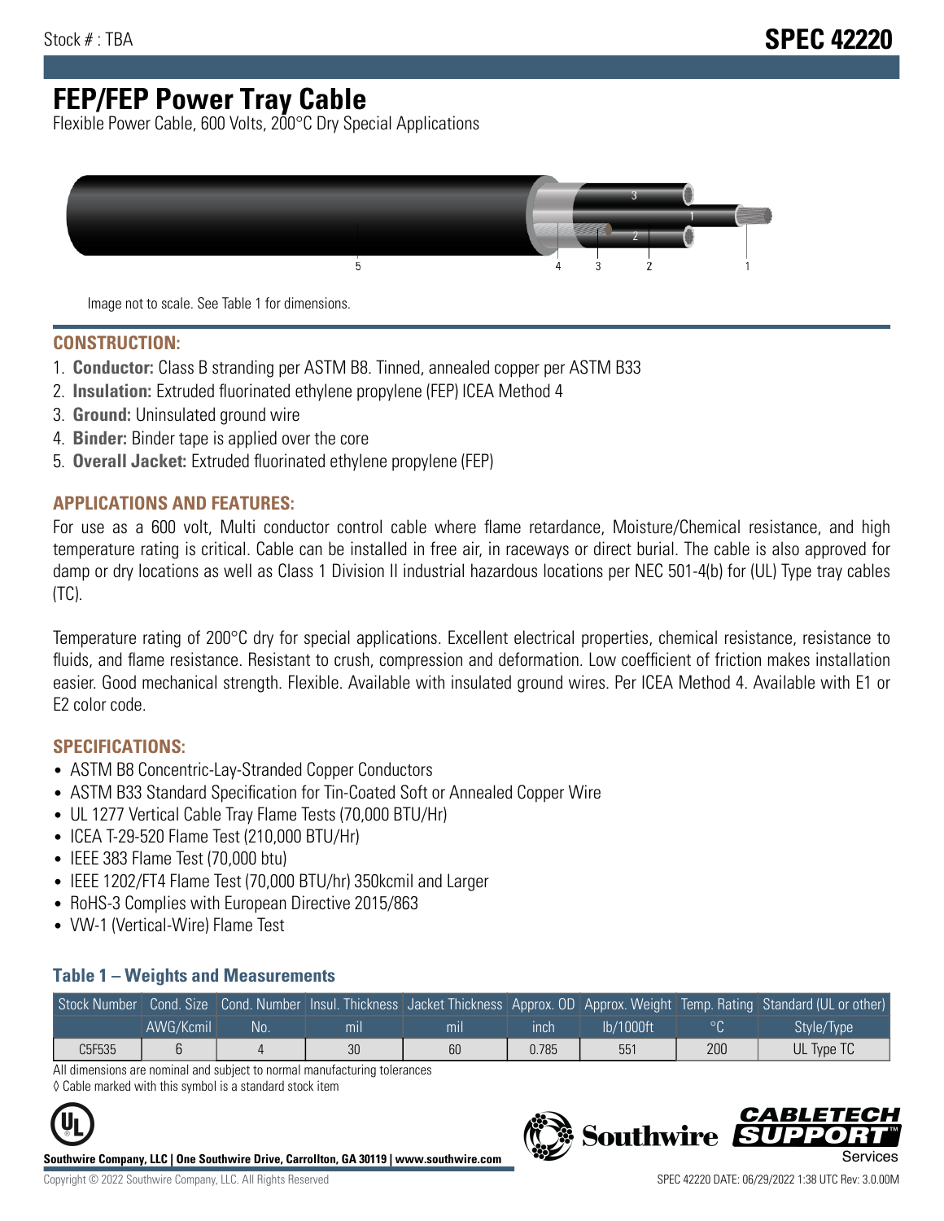Stock # : TBA

# SPEC 42220

# FEP/FEP Power Tray Cable

Flexible Power Cable, 600 Volts, 200°C Dry Special Applications

Image not to scale. See Table 1 for dimensions.

## CONSTRUCTION:

1. **Conductor:** Class B stranding per ASTM B8. Tinned, annealed copper per ASTM B33
2. **Insulation:** Extruded fluorinated ethylene propylene (FEP) ICEA Method 4
3. **Ground:** Uninsulated ground wire
4. **Binder:** Binder tape is applied over the core
5. **Overall Jacket:** Extruded fluorinated ethylene propylene (FEP)

## APPLICATIONS AND FEATURES:

For use as a 600 volt, Multi conductor control cable where flame retardance, Moisture/Chemical resistance, and high temperature rating is critical. Cable can be installed in free air, in raceways or direct burial. The cable is also approved for damp or dry locations as well as Class 1 Division II industrial hazardous locations per NEC 501-4(b) for (UL) Type tray cables (TC).

Temperature rating of 200°C dry for special applications. Excellent electrical properties, chemical resistance, resistance to fluids, and flame resistance. Resistant to crush, compression and deformation. Low coefficient of friction makes installation easier. Good mechanical strength. Flexible. Available with insulated ground wires. Per ICEA Method 4. Available with E1 or E2 color code.

## SPECIFICATIONS:

- ASTM B8 Concentric-Lay-Stranded Copper Conductors
- ASTM B33 Standard Specification for Tin-Coated Soft or Annealed Copper Wire
- UL 1277 Vertical Cable Tray Flame Tests (70,000 BTU/Hr)
- ICEA T-29-520 Flame Test (210,000 BTU/Hr)
- IEEE 383 Flame Test (70,000 btu)
- IEEE 1202/FT4 Flame Test (70,000 BTU/hr) 350kcmil and Larger
- RoHS-3 Complies with European Directive 2015/863
- VW-1 (Vertical-Wire) Flame Test

### Table 1 – Weights and Measurements

| Stock Number | Cond. Size | Cond. Number | Insul. Thickness | Jacket Thickness | Approx. OD | Approx. Weight | Temp. Rating | Standard (UL or other) |
|---|---|---|---|---|---|---|---|---|
| | AWG/Kcmil | No. | mil | mil | inch | lb/1000ft | °C | Style/Type |
| C5F535 | 6 | 4 | 30 | 60 | 0.785 | 551 | 200 | UL Type TC |

All dimensions are nominal and subject to normal manufacturing tolerances

◊ Cable marked with this symbol is a standard stock item

**Southwire Company, LLC | One Southwire Drive, Carrollton, GA 30119 | www.southwire.com**

Copyright © 2022 Southwire Company, LLC. All Rights Reserved

SPEC 42220 DATE: 06/29/2022 1:38 UTC Rev: 3.0.00M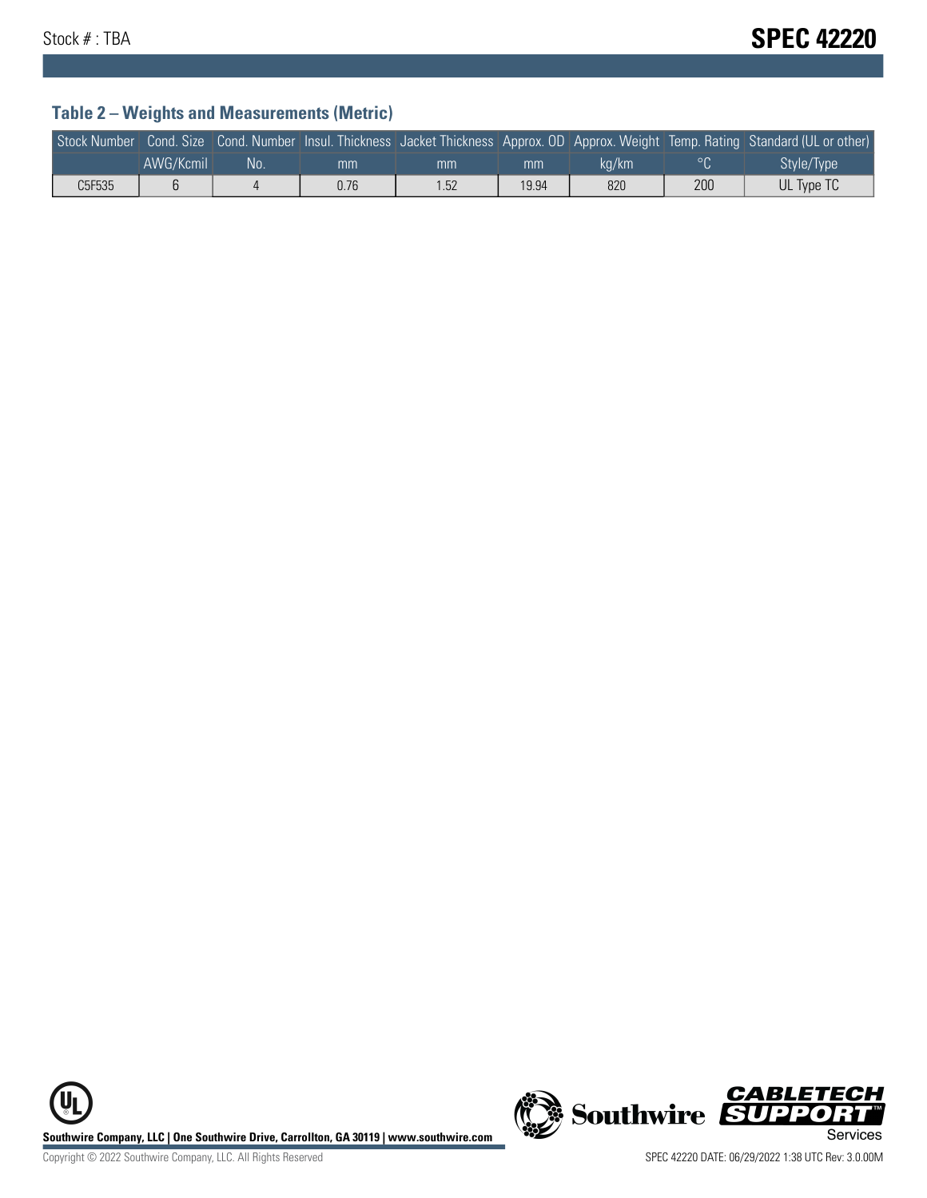### Table 2 – Weights and Measurements (Metric)

| Stock Number | Cond. Size | Cond. Number | Insul. Thickness | Jacket Thickness | Approx. OD | Approx. Weight | Temp. Rating | Standard (UL or other) |
|---|---|---|---|---|---|---|---|---|
| | AWG/Kcmil | No. | mm | mm | mm | kg/km | °C | Style/Type |
| C5F535 | 6 | 4 | 0.76 | 1.52 | 19.94 | 820 | 200 | UL Type TC |

**Southwire Company, LLC | One Southwire Drive, Carrollton, GA 30119 | www.southwire.com**

Copyright © 2022 Southwire Company, LLC. All Rights Reserved

SPEC 42220 DATE: 06/29/2022 1:38 UTC Rev: 3.0.00M